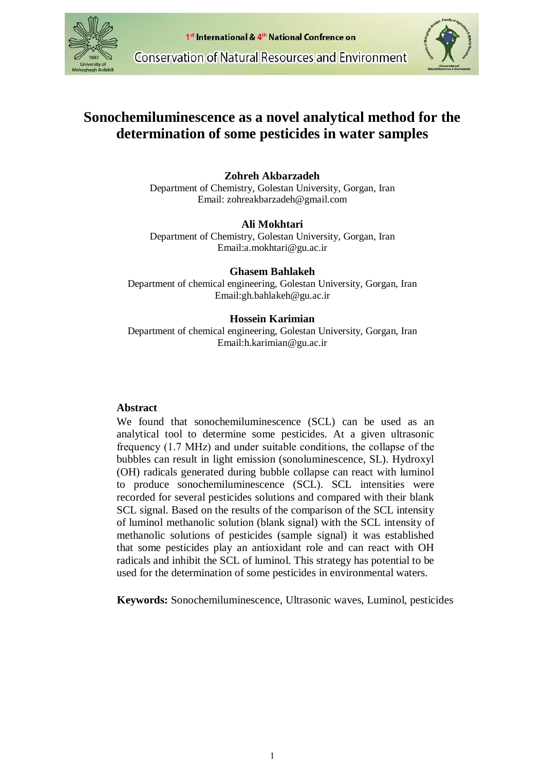# Sonochemiluminescence as a novel analytical method for the determination of some pesticides in water samples

**Zohreh Akbarzadeh**
Department of Chemistry, Golestan University, Gorgan, Iran
Email: zohreakbarzadeh@gmail.com

**Ali Mokhtari**
Department of Chemistry, Golestan University, Gorgan, Iran
Email:a.mokhtari@gu.ac.ir

**Ghasem Bahlakeh**
Department of chemical engineering, Golestan University, Gorgan, Iran
Email:gh.bahlakeh@gu.ac.ir

**Hossein Karimian**
Department of chemical engineering, Golestan University, Gorgan, Iran
Email:h.karimian@gu.ac.ir

## Abstract

We found that sonochemiluminescence (SCL) can be used as an analytical tool to determine some pesticides. At a given ultrasonic frequency (1.7 MHz) and under suitable conditions, the collapse of the bubbles can result in light emission (sonoluminescence, SL). Hydroxyl (OH) radicals generated during bubble collapse can react with luminol to produce sonochemiluminescence (SCL). SCL intensities were recorded for several pesticides solutions and compared with their blank SCL signal. Based on the results of the comparison of the SCL intensity of luminol methanolic solution (blank signal) with the SCL intensity of methanolic solutions of pesticides (sample signal) it was established that some pesticides play an antioxidant role and can react with OH radicals and inhibit the SCL of luminol. This strategy has potential to be used for the determination of some pesticides in environmental waters.

**Keywords:** Sonochemiluminescence, Ultrasonic waves, Luminol, pesticides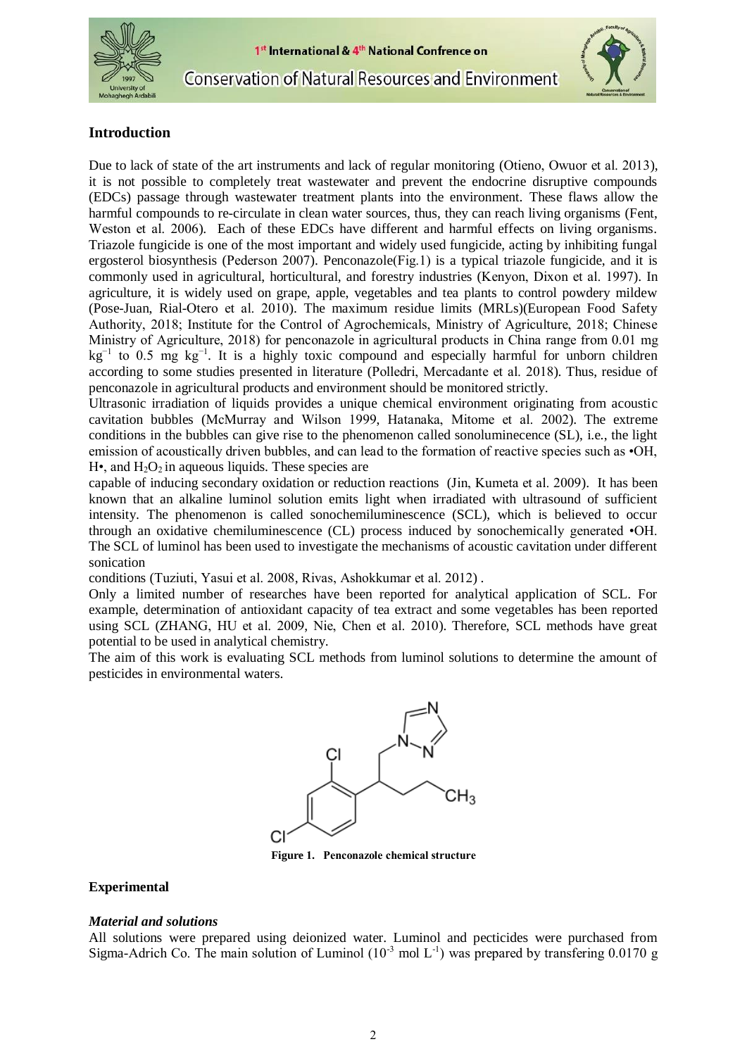## Introduction

Due to lack of state of the art instruments and lack of regular monitoring (Otieno, Owuor et al. 2013), it is not possible to completely treat wastewater and prevent the endocrine disruptive compounds (EDCs) passage through wastewater treatment plants into the environment. These flaws allow the harmful compounds to re-circulate in clean water sources, thus, they can reach living organisms (Fent, Weston et al. 2006). Each of these EDCs have different and harmful effects on living organisms. Triazole fungicide is one of the most important and widely used fungicide, acting by inhibiting fungal ergosterol biosynthesis (Pederson 2007). Penconazole(Fig.1) is a typical triazole fungicide, and it is commonly used in agricultural, horticultural, and forestry industries (Kenyon, Dixon et al. 1997). In agriculture, it is widely used on grape, apple, vegetables and tea plants to control powdery mildew (Pose-Juan, Rial-Otero et al. 2010). The maximum residue limits (MRLs)(European Food Safety Authority, 2018; Institute for the Control of Agrochemicals, Ministry of Agriculture, 2018; Chinese Ministry of Agriculture, 2018) for penconazole in agricultural products in China range from 0.01 mg $kg^{-1}$ to 0.5 mg $kg^{-1}$. It is a highly toxic compound and especially harmful for unborn children according to some studies presented in literature (Polledri, Mercadante et al. 2018). Thus, residue of penconazole in agricultural products and environment should be monitored strictly.

Ultrasonic irradiation of liquids provides a unique chemical environment originating from acoustic cavitation bubbles (McMurray and Wilson 1999, Hatanaka, Mitome et al. 2002). The extreme conditions in the bubbles can give rise to the phenomenon called sonoluminecence (SL), i.e., the light emission of acoustically driven bubbles, and can lead to the formation of reactive species such as •OH, H•, and $H_2O_2$ in aqueous liquids. These species are capable of inducing secondary oxidation or reduction reactions (Jin, Kumeta et al. 2009). It has been known that an alkaline luminol solution emits light when irradiated with ultrasound of sufficient intensity. The phenomenon is called sonochemiluminescence (SCL), which is believed to occur through an oxidative chemiluminescence (CL) process induced by sonochemically generated •OH. The SCL of luminol has been used to investigate the mechanisms of acoustic cavitation under different sonication conditions (Tuziuti, Yasui et al. 2008, Rivas, Ashokkumar et al. 2012) .

Only a limited number of researches have been reported for analytical application of SCL. For example, determination of antioxidant capacity of tea extract and some vegetables has been reported using SCL (ZHANG, HU et al. 2009, Nie, Chen et al. 2010). Therefore, SCL methods have great potential to be used in analytical chemistry.

The aim of this work is evaluating SCL methods from luminol solutions to determine the amount of pesticides in environmental waters.

**Figure 1. Penconazole chemical structure**

## Experimental

### *Material and solutions*

All solutions were prepared using deionized water. Luminol and pecticides were purchased from Sigma-Adrich Co. The main solution of Luminol ($10^{-3}$ mol $L^{-1}$) was prepared by transfering 0.0170 g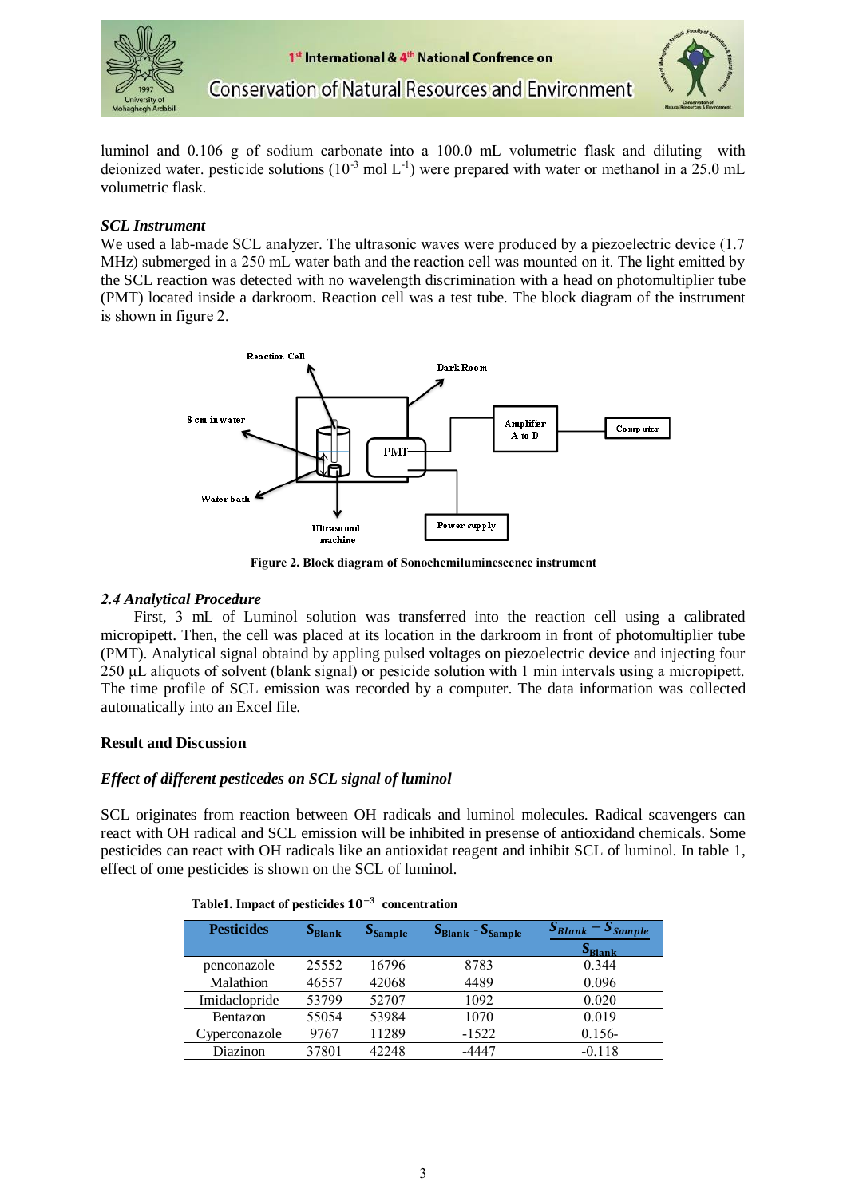luminol and 0.106 g of sodium carbonate into a 100.0 mL volumetric flask and diluting with deionized water. pesticide solutions ($10^{-3}$ mol $L^{-1}$) were prepared with water or methanol in a 25.0 mL volumetric flask.

### *SCL Instrument*

We used a lab-made SCL analyzer. The ultrasonic waves were produced by a piezoelectric device (1.7 MHz) submerged in a 250 mL water bath and the reaction cell was mounted on it. The light emitted by the SCL reaction was detected with no wavelength discrimination with a head on photomultiplier tube (PMT) located inside a darkroom. Reaction cell was a test tube. The block diagram of the instrument is shown in figure 2.

**Figure 2. Block diagram of Sonochemiluminescence instrument**

### *2.4 Analytical Procedure*

First, 3 mL of Luminol solution was transferred into the reaction cell using a calibrated micropipett. Then, the cell was placed at its location in the darkroom in front of photomultiplier tube (PMT). Analytical signal obtaind by appling pulsed voltages on piezoelectric device and injecting four 250 μL aliquots of solvent (blank signal) or pesicide solution with 1 min intervals using a micropipett. The time profile of SCL emission was recorded by a computer. The data information was collected automatically into an Excel file.

## Result and Discussion

### *Effect of different pesticedes on SCL signal of luminol*

SCL originates from reaction between OH radicals and luminol molecules. Radical scavengers can react with OH radical and SCL emission will be inhibited in presense of antioxidand chemicals. Some pesticides can react with OH radicals like an antioxidat reagent and inhibit SCL of luminol. In table 1, effect of ome pesticides is shown on the SCL of luminol.

**Table1. Impact of pesticides $10^{-3}$ concentration**

| Pesticides | $S_{Blank}$ | $S_{Sample}$ | $S_{Blank}$ - $S_{Sample}$ | $\frac{S_{Blank} - S_{Sample}}{S_{Blank}}$ |
|---|---|---|---|---|
| penconazole | 25552 | 16796 | 8783 | 0.344 |
| Malathion | 46557 | 42068 | 4489 | 0.096 |
| Imidaclopride | 53799 | 52707 | 1092 | 0.020 |
| Bentazon | 55054 | 53984 | 1070 | 0.019 |
| Cyperconazole | 9767 | 11289 | -1522 | 0.156- |
| Diazinon | 37801 | 42248 | -4447 | -0.118 |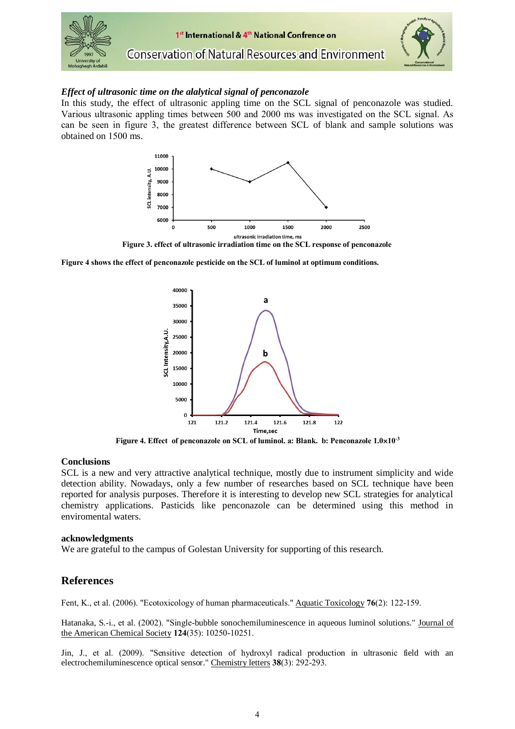*Effect of ultrasonic time on the alalytical signal of penconazole*

In this study, the effect of ultrasonic appling time on the SCL signal of penconazole was studied. Various ultrasonic appling times between 500 and 2000 ms was investigated on the SCL signal. As can be seen in figure 3, the greatest difference between SCL of blank and sample solutions was obtained on 1500 ms.

**Figure 3. effect of ultrasonic irradiation time on the SCL response of penconazole**

**Figure 4 shows the effect of penconazole pesticide on the SCL of luminol at optimum conditions.**

**Figure 4. Effect of penconazole on SCL of luminol. a: Blank. b: Penconazole $1.0\times10^{-3}$**

## Conclusions

SCL is a new and very attractive analytical technique, mostly due to instrument simplicity and wide detection ability. Nowadays, only a few number of researches based on SCL technique have been reported for analysis purposes. Therefore it is interesting to develop new SCL strategies for analytical chemistry applications. Pasticids like penconazole can be determined using this method in enviromental waters.

## acknowledgments

We are grateful to the campus of Golestan University for supporting of this research.

## References

Fent, K., et al. (2006). "Ecotoxicology of human pharmaceuticals." Aquatic Toxicology **76**(2): 122-159.

Hatanaka, S.-i., et al. (2002). "Single-bubble sonochemiluminescence in aqueous luminol solutions." Journal of the American Chemical Society **124**(35): 10250-10251.

Jin, J., et al. (2009). "Sensitive detection of hydroxyl radical production in ultrasonic field with an electrochemiluminescence optical sensor." Chemistry letters **38**(3): 292-293.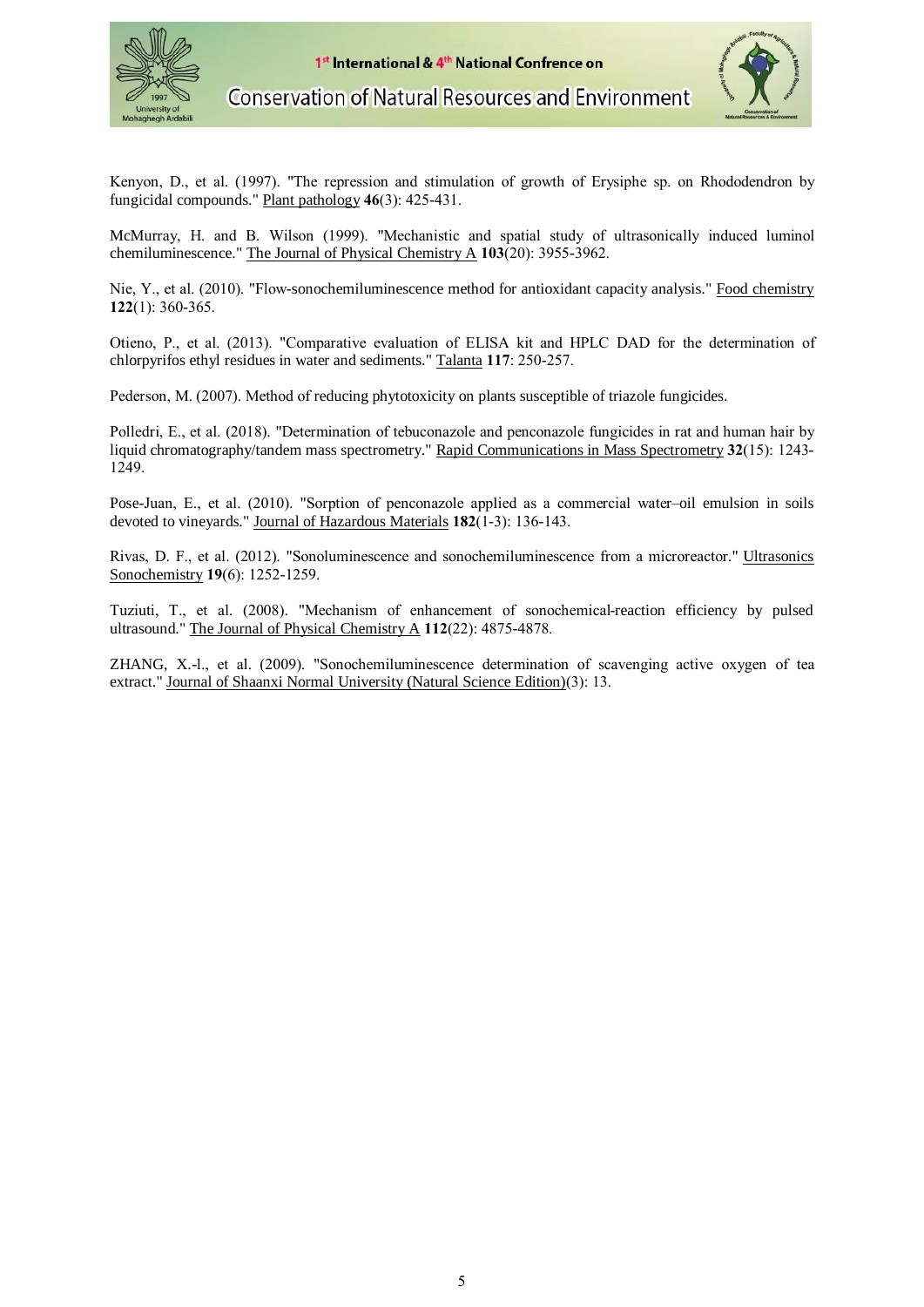Kenyon, D., et al. (1997). "The repression and stimulation of growth of Erysiphe sp. on Rhododendron by fungicidal compounds." Plant pathology **46**(3): 425-431.

McMurray, H. and B. Wilson (1999). "Mechanistic and spatial study of ultrasonically induced luminol chemiluminescence." The Journal of Physical Chemistry A **103**(20): 3955-3962.

Nie, Y., et al. (2010). "Flow-sonochemiluminescence method for antioxidant capacity analysis." Food chemistry **122**(1): 360-365.

Otieno, P., et al. (2013). "Comparative evaluation of ELISA kit and HPLC DAD for the determination of chlorpyrifos ethyl residues in water and sediments." Talanta **117**: 250-257.

Pederson, M. (2007). Method of reducing phytotoxicity on plants susceptible of triazole fungicides.

Polledri, E., et al. (2018). "Determination of tebuconazole and penconazole fungicides in rat and human hair by liquid chromatography/tandem mass spectrometry." Rapid Communications in Mass Spectrometry **32**(15): 1243-1249.

Pose-Juan, E., et al. (2010). "Sorption of penconazole applied as a commercial water–oil emulsion in soils devoted to vineyards." Journal of Hazardous Materials **182**(1-3): 136-143.

Rivas, D. F., et al. (2012). "Sonoluminescence and sonochemiluminescence from a microreactor." Ultrasonics Sonochemistry **19**(6): 1252-1259.

Tuziuti, T., et al. (2008). "Mechanism of enhancement of sonochemical-reaction efficiency by pulsed ultrasound." The Journal of Physical Chemistry A **112**(22): 4875-4878.

ZHANG, X.-l., et al. (2009). "Sonochemiluminescence determination of scavenging active oxygen of tea extract." Journal of Shaanxi Normal University (Natural Science Edition)(3): 13.